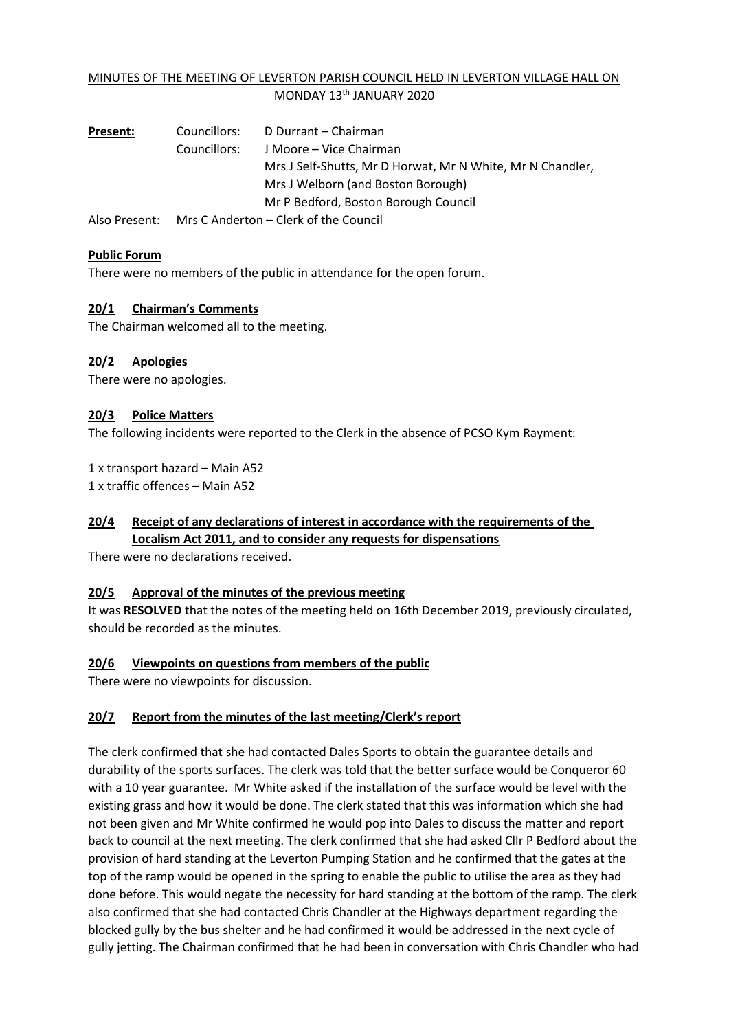MINUTES OF THE MEETING OF LEVERTON PARISH COUNCIL HELD IN LEVERTON VILLAGE HALL ON MONDAY 13th JANUARY 2020

| **Present:** | Councillors: | D Durrant – Chairman |
|---|---|---|
| | Councillors: | J Moore – Vice Chairman |
| | | Mrs J Self-Shutts, Mr D Horwat, Mr N White, Mr N Chandler, |
| | | Mrs J Welborn (and Boston Borough) |
| | | Mr P Bedford, Boston Borough Council |
| Also Present: | Mrs C Anderton – Clerk of the Council | |

**Public Forum**

There were no members of the public in attendance for the open forum.

**20/1 Chairman's Comments**

The Chairman welcomed all to the meeting.

**20/2 Apologies**

There were no apologies.

**20/3 Police Matters**

The following incidents were reported to the Clerk in the absence of PCSO Kym Rayment:

1 x transport hazard – Main A52
1 x traffic offences – Main A52

**20/4 Receipt of any declarations of interest in accordance with the requirements of the Localism Act 2011, and to consider any requests for dispensations**

There were no declarations received.

**20/5 Approval of the minutes of the previous meeting**

It was **RESOLVED** that the notes of the meeting held on 16th December 2019, previously circulated, should be recorded as the minutes.

**20/6 Viewpoints on questions from members of the public**

There were no viewpoints for discussion.

**20/7 Report from the minutes of the last meeting/Clerk's report**

The clerk confirmed that she had contacted Dales Sports to obtain the guarantee details and durability of the sports surfaces. The clerk was told that the better surface would be Conqueror 60 with a 10 year guarantee. Mr White asked if the installation of the surface would be level with the existing grass and how it would be done. The clerk stated that this was information which she had not been given and Mr White confirmed he would pop into Dales to discuss the matter and report back to council at the next meeting. The clerk confirmed that she had asked Cllr P Bedford about the provision of hard standing at the Leverton Pumping Station and he confirmed that the gates at the top of the ramp would be opened in the spring to enable the public to utilise the area as they had done before. This would negate the necessity for hard standing at the bottom of the ramp. The clerk also confirmed that she had contacted Chris Chandler at the Highways department regarding the blocked gully by the bus shelter and he had confirmed it would be addressed in the next cycle of gully jetting. The Chairman confirmed that he had been in conversation with Chris Chandler who had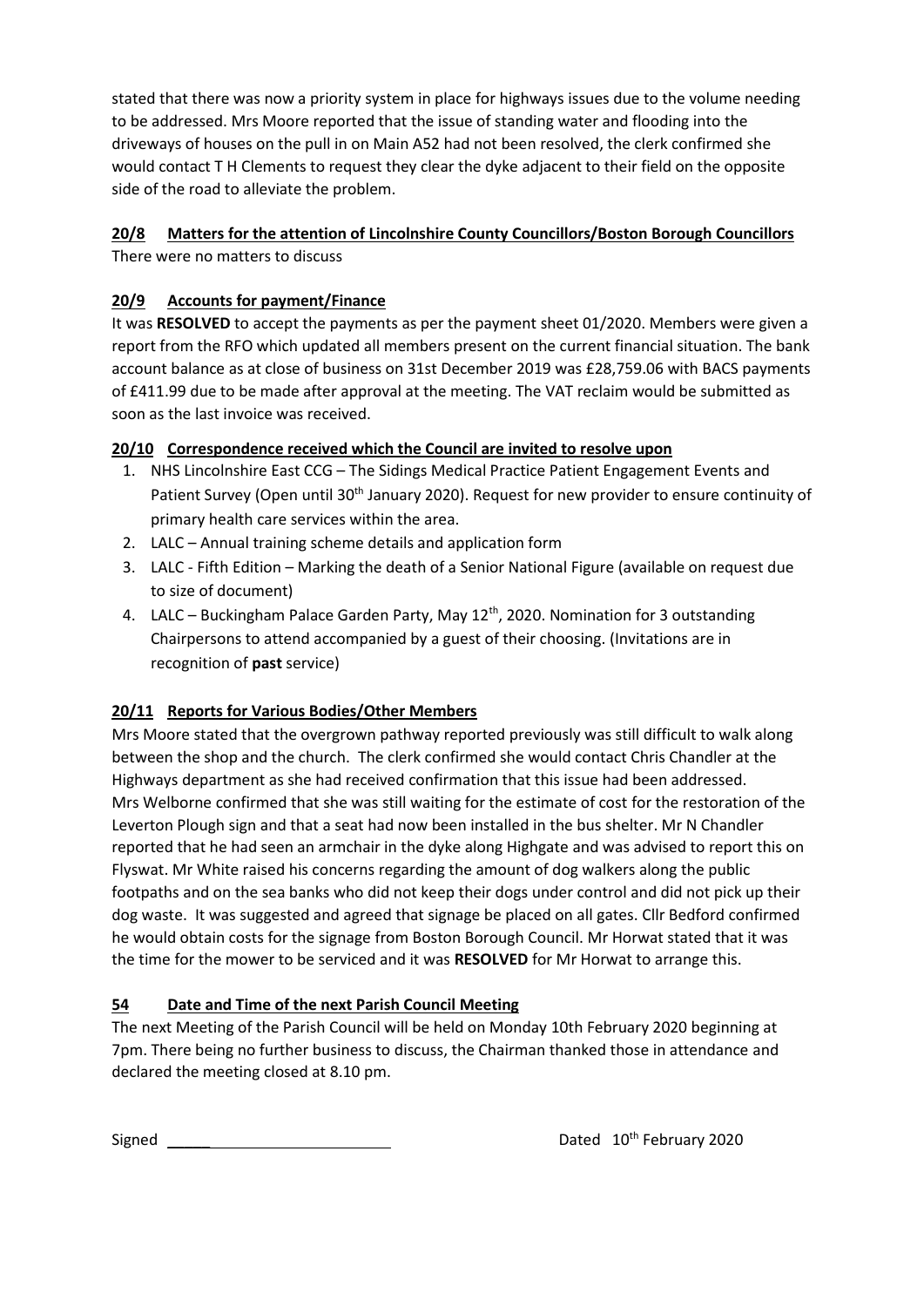stated that there was now a priority system in place for highways issues due to the volume needing to be addressed. Mrs Moore reported that the issue of standing water and flooding into the driveways of houses on the pull in on Main A52 had not been resolved, the clerk confirmed she would contact T H Clements to request they clear the dyke adjacent to their field on the opposite side of the road to alleviate the problem.

## 20/8 Matters for the attention of Lincolnshire County Councillors/Boston Borough Councillors

There were no matters to discuss

## 20/9 Accounts for payment/Finance

It was **RESOLVED** to accept the payments as per the payment sheet 01/2020. Members were given a report from the RFO which updated all members present on the current financial situation. The bank account balance as at close of business on 31st December 2019 was £28,759.06 with BACS payments of £411.99 due to be made after approval at the meeting. The VAT reclaim would be submitted as soon as the last invoice was received.

## 20/10 Correspondence received which the Council are invited to resolve upon

1. NHS Lincolnshire East CCG – The Sidings Medical Practice Patient Engagement Events and Patient Survey (Open until 30th January 2020). Request for new provider to ensure continuity of primary health care services within the area.
2. LALC – Annual training scheme details and application form
3. LALC - Fifth Edition – Marking the death of a Senior National Figure (available on request due to size of document)
4. LALC – Buckingham Palace Garden Party, May 12th, 2020. Nomination for 3 outstanding Chairpersons to attend accompanied by a guest of their choosing. (Invitations are in recognition of **past** service)

## 20/11 Reports for Various Bodies/Other Members

Mrs Moore stated that the overgrown pathway reported previously was still difficult to walk along between the shop and the church. The clerk confirmed she would contact Chris Chandler at the Highways department as she had received confirmation that this issue had been addressed. Mrs Welborne confirmed that she was still waiting for the estimate of cost for the restoration of the Leverton Plough sign and that a seat had now been installed in the bus shelter. Mr N Chandler reported that he had seen an armchair in the dyke along Highgate and was advised to report this on Flyswat. Mr White raised his concerns regarding the amount of dog walkers along the public footpaths and on the sea banks who did not keep their dogs under control and did not pick up their dog waste. It was suggested and agreed that signage be placed on all gates. Cllr Bedford confirmed he would obtain costs for the signage from Boston Borough Council. Mr Horwat stated that it was the time for the mower to be serviced and it was **RESOLVED** for Mr Horwat to arrange this.

## 54 Date and Time of the next Parish Council Meeting

The next Meeting of the Parish Council will be held on Monday 10th February 2020 beginning at 7pm. There being no further business to discuss, the Chairman thanked those in attendance and declared the meeting closed at 8.10 pm.

Signed ___________________________ Dated 10th February 2020